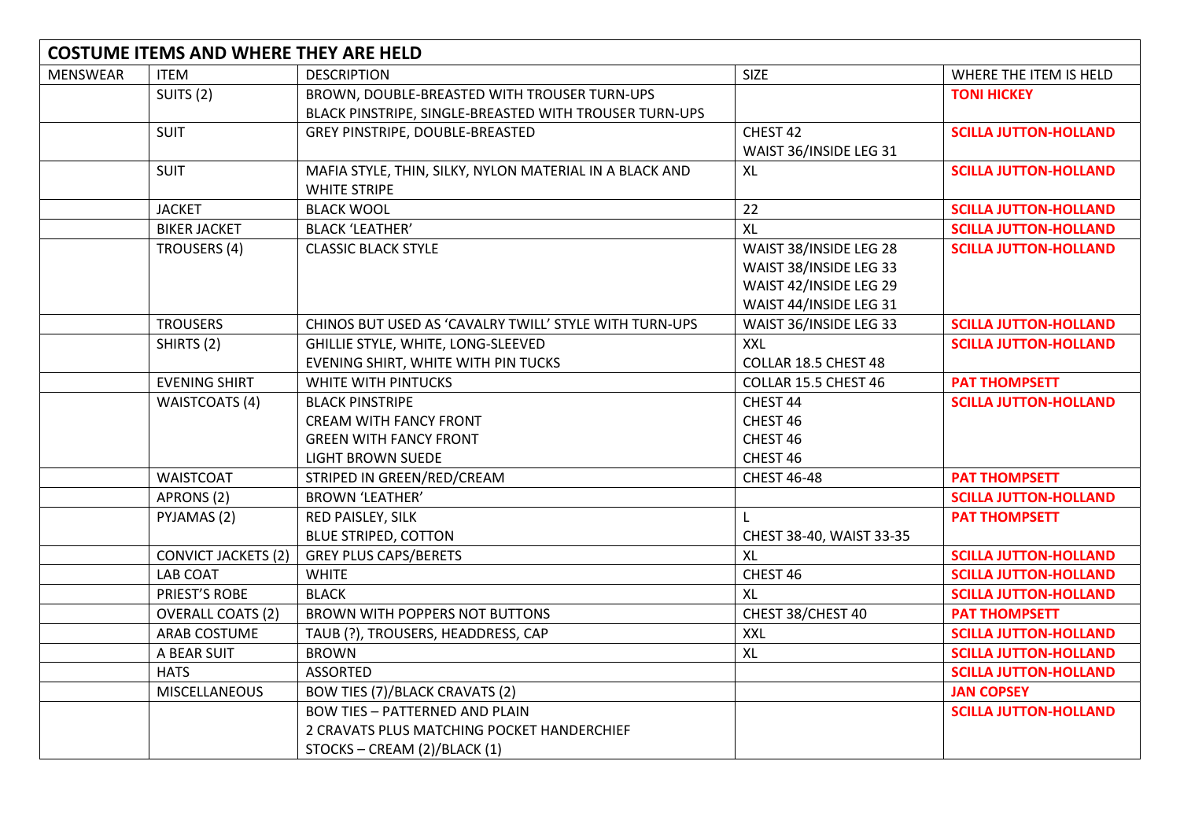| COSTUME ITEMS AND WHERE THEY ARE HELD | | | | |
|---|---|---|---|---|
| MENSWEAR | ITEM | DESCRIPTION | SIZE | WHERE THE ITEM IS HELD |
| | SUITS (2) | BROWN, DOUBLE-BREASTED WITH TROUSER TURN-UPS<br>BLACK PINSTRIPE, SINGLE-BREASTED WITH TROUSER TURN-UPS | | **TONI HICKEY** |
| | SUIT | GREY PINSTRIPE, DOUBLE-BREASTED | CHEST 42<br>WAIST 36/INSIDE LEG 31 | **SCILLA JUTTON-HOLLAND** |
| | SUIT | MAFIA STYLE, THIN, SILKY, NYLON MATERIAL IN A BLACK AND WHITE STRIPE | XL | **SCILLA JUTTON-HOLLAND** |
| | JACKET | BLACK WOOL | 22 | **SCILLA JUTTON-HOLLAND** |
| | BIKER JACKET | BLACK 'LEATHER' | XL | **SCILLA JUTTON-HOLLAND** |
| | TROUSERS (4) | CLASSIC BLACK STYLE | WAIST 38/INSIDE LEG 28<br>WAIST 38/INSIDE LEG 33<br>WAIST 42/INSIDE LEG 29<br>WAIST 44/INSIDE LEG 31 | **SCILLA JUTTON-HOLLAND** |
| | TROUSERS | CHINOS BUT USED AS 'CAVALRY TWILL' STYLE WITH TURN-UPS | WAIST 36/INSIDE LEG 33 | **SCILLA JUTTON-HOLLAND** |
| | SHIRTS (2) | GHILLIE STYLE, WHITE, LONG-SLEEVED<br>EVENING SHIRT, WHITE WITH PIN TUCKS | XXL<br>COLLAR 18.5 CHEST 48 | **SCILLA JUTTON-HOLLAND** |
| | EVENING SHIRT | WHITE WITH PINTUCKS | COLLAR 15.5 CHEST 46 | **PAT THOMPSETT** |
| | WAISTCOATS (4) | BLACK PINSTRIPE<br>CREAM WITH FANCY FRONT<br>GREEN WITH FANCY FRONT<br>LIGHT BROWN SUEDE | CHEST 44<br>CHEST 46<br>CHEST 46<br>CHEST 46 | **SCILLA JUTTON-HOLLAND** |
| | WAISTCOAT | STRIPED IN GREEN/RED/CREAM | CHEST 46-48 | **PAT THOMPSETT** |
| | APRONS (2) | BROWN 'LEATHER' | | **SCILLA JUTTON-HOLLAND** |
| | PYJAMAS (2) | RED PAISLEY, SILK<br>BLUE STRIPED, COTTON | L<br>CHEST 38-40, WAIST 33-35 | **PAT THOMPSETT** |
| | CONVICT JACKETS (2) | GREY PLUS CAPS/BERETS | XL | **SCILLA JUTTON-HOLLAND** |
| | LAB COAT | WHITE | CHEST 46 | **SCILLA JUTTON-HOLLAND** |
| | PRIEST'S ROBE | BLACK | XL | **SCILLA JUTTON-HOLLAND** |
| | OVERALL COATS (2) | BROWN WITH POPPERS NOT BUTTONS | CHEST 38/CHEST 40 | **PAT THOMPSETT** |
| | ARAB COSTUME | TAUB (?), TROUSERS, HEADDRESS, CAP | XXL | **SCILLA JUTTON-HOLLAND** |
| | A BEAR SUIT | BROWN | XL | **SCILLA JUTTON-HOLLAND** |
| | HATS | ASSORTED | | **SCILLA JUTTON-HOLLAND** |
| | MISCELLANEOUS | BOW TIES (7)/BLACK CRAVATS (2) | | **JAN COPSEY** |
| | | BOW TIES – PATTERNED AND PLAIN<br>2 CRAVATS PLUS MATCHING POCKET HANDERCHIEF<br>STOCKS – CREAM (2)/BLACK (1) | | **SCILLA JUTTON-HOLLAND** |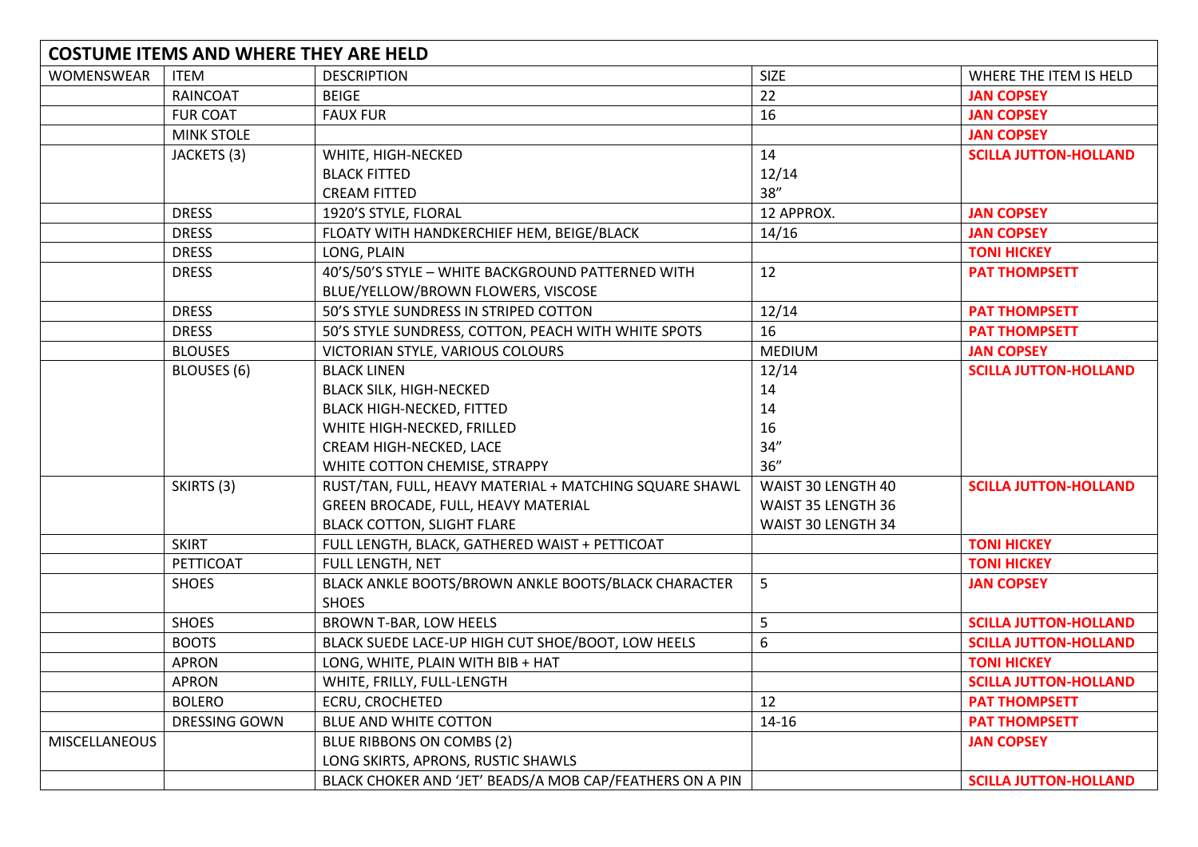| COSTUME ITEMS AND WHERE THEY ARE HELD | | | | |
|---|---|---|---|---|
| WOMENSWEAR | ITEM | DESCRIPTION | SIZE | WHERE THE ITEM IS HELD |
| | RAINCOAT | BEIGE | 22 | **JAN COPSEY** |
| | FUR COAT | FAUX FUR | 16 | **JAN COPSEY** |
| | MINK STOLE | | | **JAN COPSEY** |
| | JACKETS (3) | WHITE, HIGH-NECKED | 14 | **SCILLA JUTTON-HOLLAND** |
| | | BLACK FITTED | 12/14 | |
| | | CREAM FITTED | 38” | |
| | DRESS | 1920’S STYLE, FLORAL | 12 APPROX. | **JAN COPSEY** |
| | DRESS | FLOATY WITH HANDKERCHIEF HEM, BEIGE/BLACK | 14/16 | **JAN COPSEY** |
| | DRESS | LONG, PLAIN | | **TONI HICKEY** |
| | DRESS | 40’S/50’S STYLE – WHITE BACKGROUND PATTERNED WITH BLUE/YELLOW/BROWN FLOWERS, VISCOSE | 12 | **PAT THOMPSETT** |
| | DRESS | 50’S STYLE SUNDRESS IN STRIPED COTTON | 12/14 | **PAT THOMPSETT** |
| | DRESS | 50’S STYLE SUNDRESS, COTTON, PEACH WITH WHITE SPOTS | 16 | **PAT THOMPSETT** |
| | BLOUSES | VICTORIAN STYLE, VARIOUS COLOURS | MEDIUM | **JAN COPSEY** |
| | BLOUSES (6) | BLACK LINEN | 12/14 | **SCILLA JUTTON-HOLLAND** |
| | | BLACK SILK, HIGH-NECKED | 14 | |
| | | BLACK HIGH-NECKED, FITTED | 14 | |
| | | WHITE HIGH-NECKED, FRILLED | 16 | |
| | | CREAM HIGH-NECKED, LACE | 34” | |
| | | WHITE COTTON CHEMISE, STRAPPY | 36” | |
| | SKIRTS (3) | RUST/TAN, FULL, HEAVY MATERIAL + MATCHING SQUARE SHAWL | WAIST 30 LENGTH 40 | **SCILLA JUTTON-HOLLAND** |
| | | GREEN BROCADE, FULL, HEAVY MATERIAL | WAIST 35 LENGTH 36 | |
| | | BLACK COTTON, SLIGHT FLARE | WAIST 30 LENGTH 34 | |
| | SKIRT | FULL LENGTH, BLACK, GATHERED WAIST + PETTICOAT | | **TONI HICKEY** |
| | PETTICOAT | FULL LENGTH, NET | | **TONI HICKEY** |
| | SHOES | BLACK ANKLE BOOTS/BROWN ANKLE BOOTS/BLACK CHARACTER SHOES | 5 | **JAN COPSEY** |
| | SHOES | BROWN T-BAR, LOW HEELS | 5 | **SCILLA JUTTON-HOLLAND** |
| | BOOTS | BLACK SUEDE LACE-UP HIGH CUT SHOE/BOOT, LOW HEELS | 6 | **SCILLA JUTTON-HOLLAND** |
| | APRON | LONG, WHITE, PLAIN WITH BIB + HAT | | **TONI HICKEY** |
| | APRON | WHITE, FRILLY, FULL-LENGTH | | **SCILLA JUTTON-HOLLAND** |
| | BOLERO | ECRU, CROCHETED | 12 | **PAT THOMPSETT** |
| | DRESSING GOWN | BLUE AND WHITE COTTON | 14-16 | **PAT THOMPSETT** |
| MISCELLANEOUS | | BLUE RIBBONS ON COMBS (2) | | **JAN COPSEY** |
| | | LONG SKIRTS, APRONS, RUSTIC SHAWLS | | |
| | | BLACK CHOKER AND ‘JET’ BEADS/A MOB CAP/FEATHERS ON A PIN | | **SCILLA JUTTON-HOLLAND** |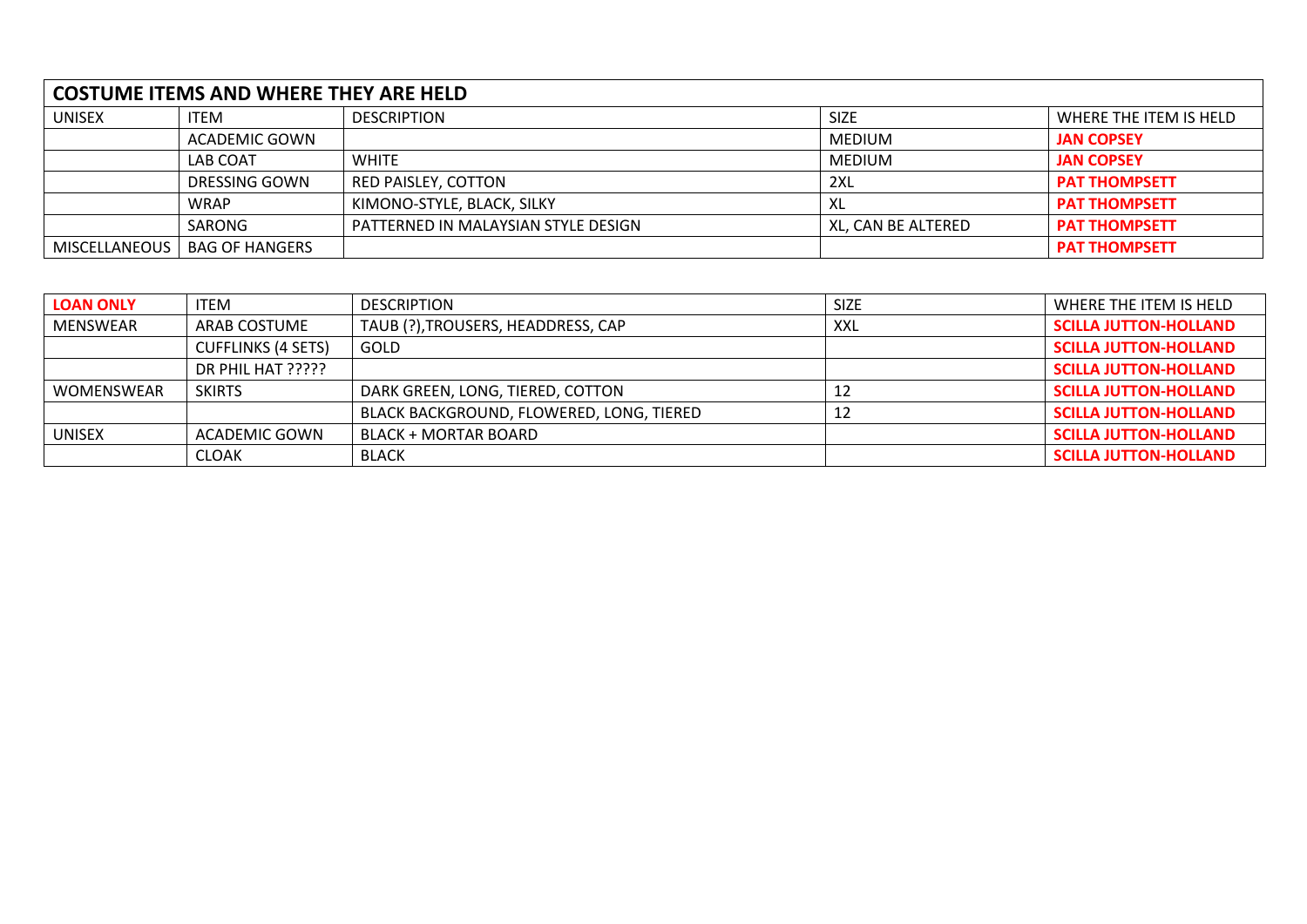| COSTUME ITEMS AND WHERE THEY ARE HELD | | | | |
|---|---|---|---|---|
| UNISEX | ITEM | DESCRIPTION | SIZE | WHERE THE ITEM IS HELD |
| | ACADEMIC GOWN | | MEDIUM | **JAN COPSEY** |
| | LAB COAT | WHITE | MEDIUM | **JAN COPSEY** |
| | DRESSING GOWN | RED PAISLEY, COTTON | 2XL | **PAT THOMPSETT** |
| | WRAP | KIMONO-STYLE, BLACK, SILKY | XL | **PAT THOMPSETT** |
| | SARONG | PATTERNED IN MALAYSIAN STYLE DESIGN | XL, CAN BE ALTERED | **PAT THOMPSETT** |
| MISCELLANEOUS | BAG OF HANGERS | | | **PAT THOMPSETT** |

| **LOAN ONLY** | ITEM | DESCRIPTION | SIZE | WHERE THE ITEM IS HELD |
|---|---|---|---|---|
| MENSWEAR | ARAB COSTUME | TAUB (?),TROUSERS, HEADDRESS, CAP | XXL | **SCILLA JUTTON-HOLLAND** |
| | CUFFLINKS (4 SETS) | GOLD | | **SCILLA JUTTON-HOLLAND** |
| | DR PHIL HAT ????? | | | **SCILLA JUTTON-HOLLAND** |
| WOMENSWEAR | SKIRTS | DARK GREEN, LONG, TIERED, COTTON | 12 | **SCILLA JUTTON-HOLLAND** |
| | | BLACK BACKGROUND, FLOWERED, LONG, TIERED | 12 | **SCILLA JUTTON-HOLLAND** |
| UNISEX | ACADEMIC GOWN | BLACK + MORTAR BOARD | | **SCILLA JUTTON-HOLLAND** |
| | CLOAK | BLACK | | **SCILLA JUTTON-HOLLAND** |